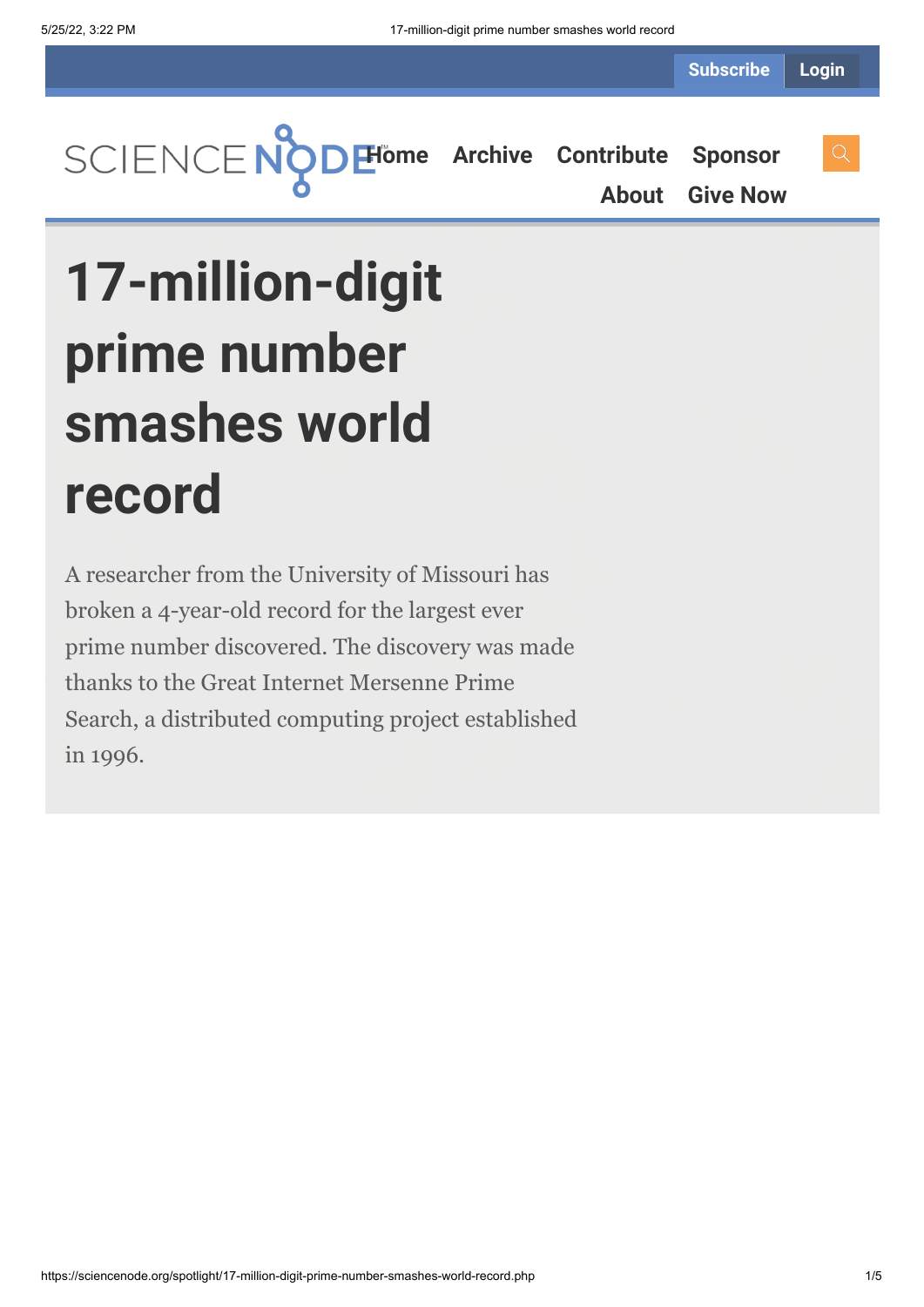# 17-million-digit prime number smashes world record

A researcher from the University of Missouri has broken a 4-year-old record for the largest ever prime number discovered. The discovery was made thanks to the Great Internet Mersenne Prime Search, a distributed computing project established in 1996.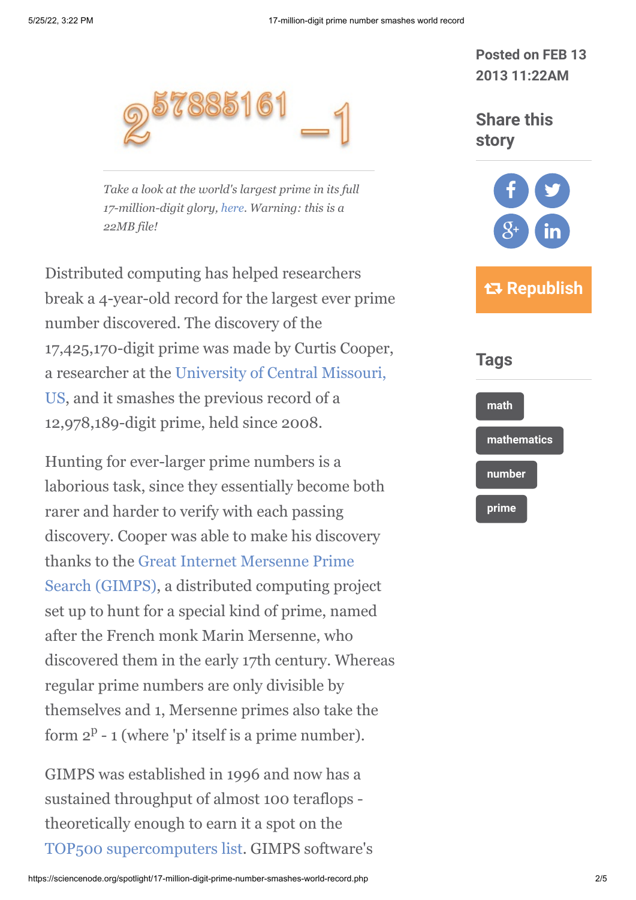$$2^{57885161} - 1$$

*Take a look at the world's largest prime in its full 17-million-digit glory, here. Warning: this is a 22MB file!*

Posted on FEB 13 2013 11:22AM

Share this story

Republish

Tags

math

mathematics

number

prime

Distributed computing has helped researchers break a 4-year-old record for the largest ever prime number discovered. The discovery of the 17,425,170-digit prime was made by Curtis Cooper, a researcher at the University of Central Missouri, US, and it smashes the previous record of a 12,978,189-digit prime, held since 2008.

Hunting for ever-larger prime numbers is a laborious task, since they essentially become both rarer and harder to verify with each passing discovery. Cooper was able to make his discovery thanks to the Great Internet Mersenne Prime Search (GIMPS), a distributed computing project set up to hunt for a special kind of prime, named after the French monk Marin Mersenne, who discovered them in the early 17th century. Whereas regular prime numbers are only divisible by themselves and 1, Mersenne primes also take the form $2^p - 1$ (where 'p' itself is a prime number).

GIMPS was established in 1996 and now has a sustained throughput of almost 100 teraflops - theoretically enough to earn it a spot on the TOP500 supercomputers list. GIMPS software's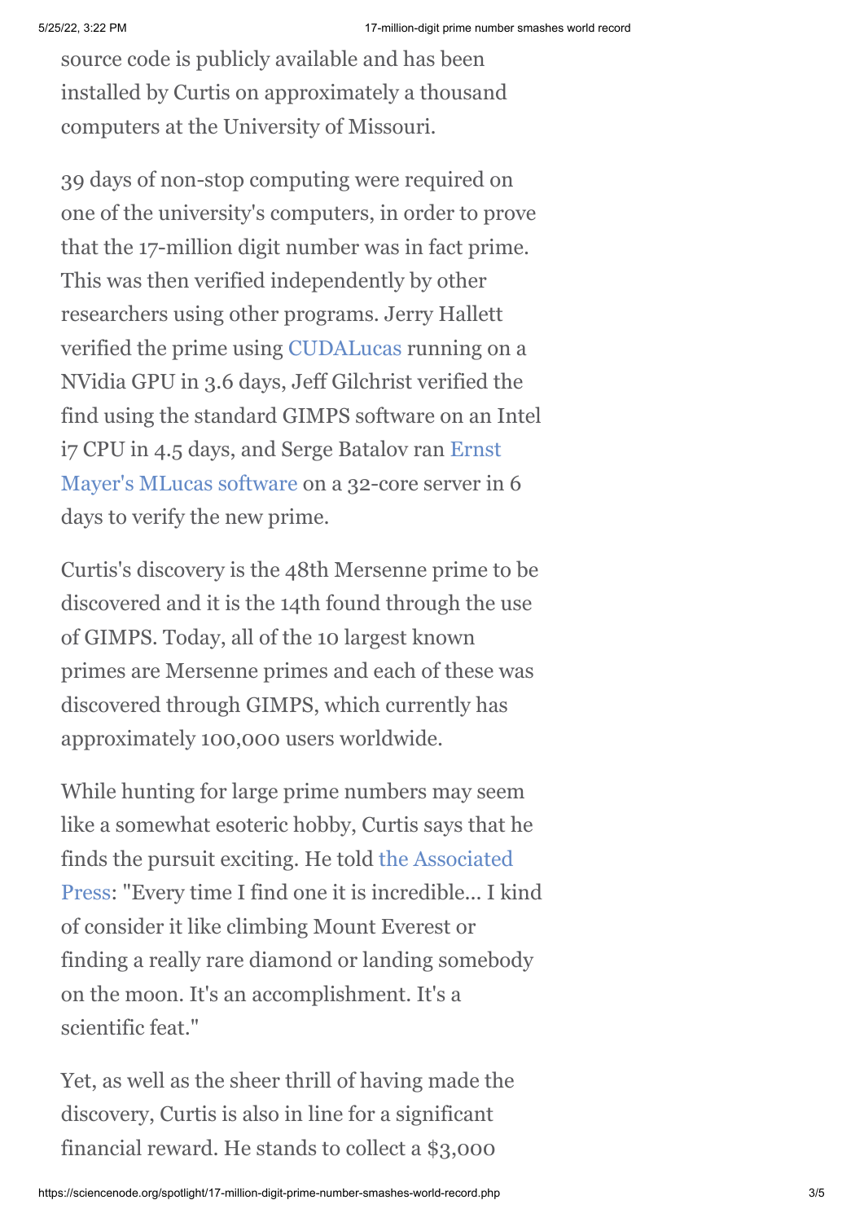source code is publicly available and has been installed by Curtis on approximately a thousand computers at the University of Missouri.

39 days of non-stop computing were required on one of the university's computers, in order to prove that the 17-million digit number was in fact prime. This was then verified independently by other researchers using other programs. Jerry Hallett verified the prime using CUDALucas running on a NVidia GPU in 3.6 days, Jeff Gilchrist verified the find using the standard GIMPS software on an Intel i7 CPU in 4.5 days, and Serge Batalov ran Ernst Mayer's MLucas software on a 32-core server in 6 days to verify the new prime.

Curtis's discovery is the 48th Mersenne prime to be discovered and it is the 14th found through the use of GIMPS. Today, all of the 10 largest known primes are Mersenne primes and each of these was discovered through GIMPS, which currently has approximately 100,000 users worldwide.

While hunting for large prime numbers may seem like a somewhat esoteric hobby, Curtis says that he finds the pursuit exciting. He told the Associated Press: "Every time I find one it is incredible... I kind of consider it like climbing Mount Everest or finding a really rare diamond or landing somebody on the moon. It's an accomplishment. It's a scientific feat."

Yet, as well as the sheer thrill of having made the discovery, Curtis is also in line for a significant financial reward. He stands to collect a $3,000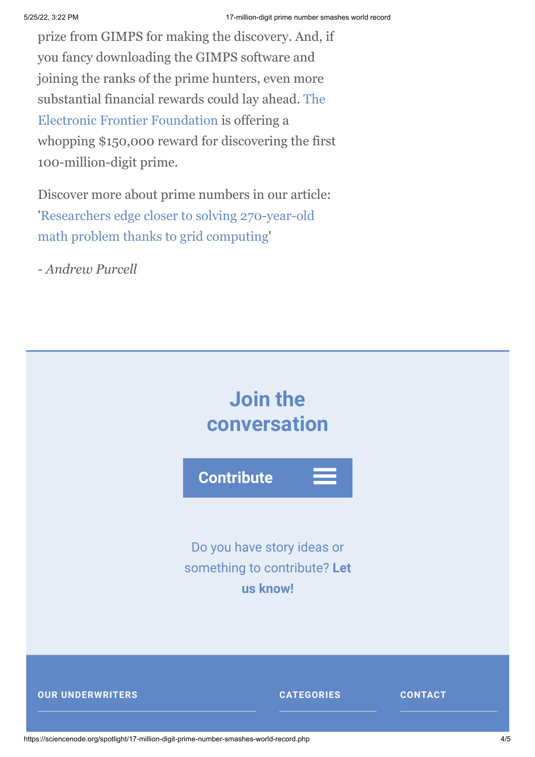prize from GIMPS for making the discovery. And, if you fancy downloading the GIMPS software and joining the ranks of the prime hunters, even more substantial financial rewards could lay ahead. The Electronic Frontier Foundation is offering a whopping $150,000 reward for discovering the first 100-million-digit prime.

Discover more about prime numbers in our article: 'Researchers edge closer to solving 270-year-old math problem thanks to grid computing'

- *Andrew Purcell*

## Join the conversation

**Contribute**

Do you have story ideas or something to contribute? **Let us know!**

**OUR UNDERWRITERS**

**CATEGORIES**

**CONTACT**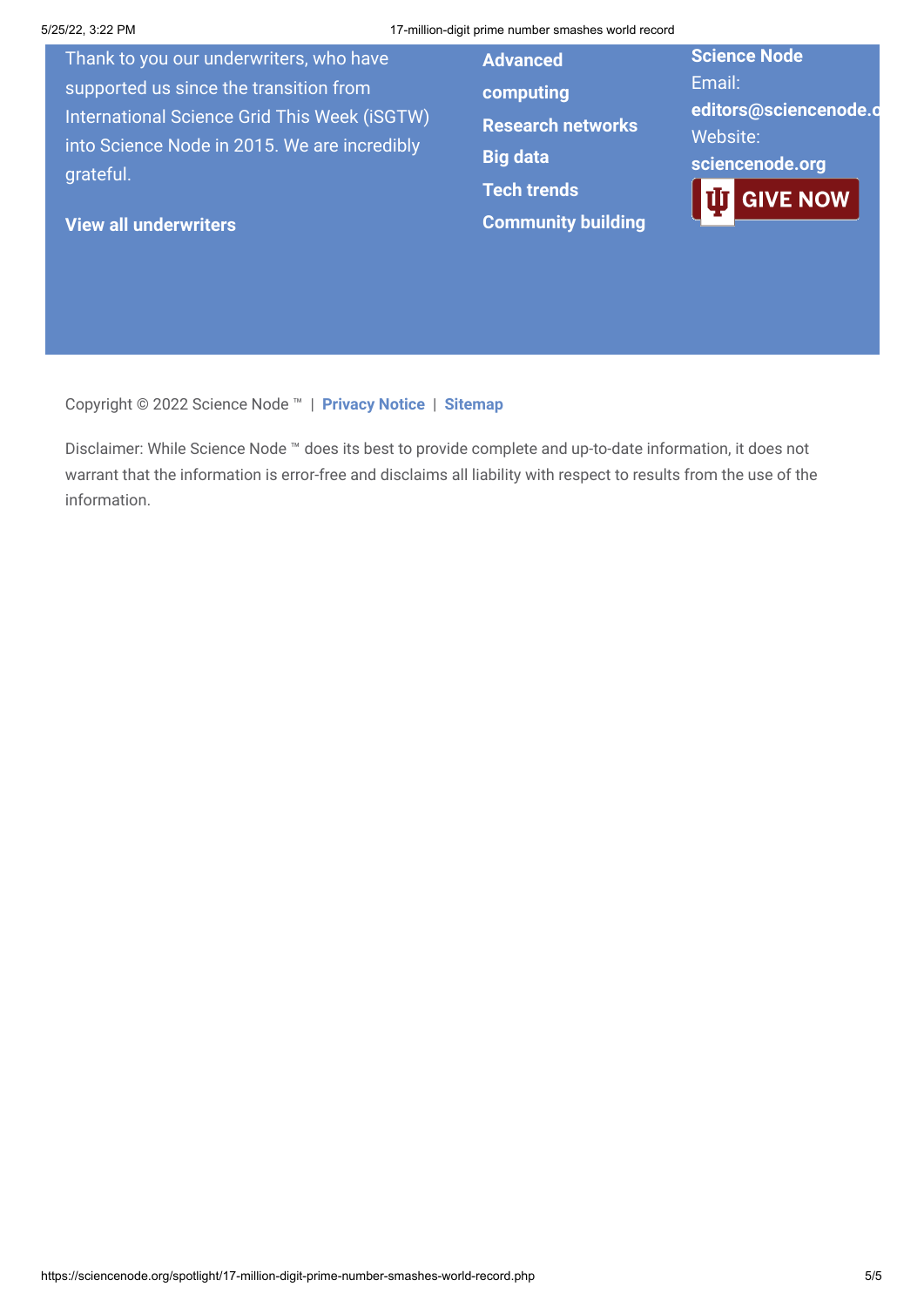Thank to you our underwriters, who have supported us since the transition from International Science Grid This Week (iSGTW) into Science Node in 2015. We are incredibly grateful.

**View all underwriters**

**Advanced computing**

**Research networks**

**Big data**

**Tech trends**

**Community building**

**Science Node**

Email: **editors@sciencenode.o**

Website: **sciencenode.org**

**GIVE NOW**

Copyright © 2022 Science Node ™ | **Privacy Notice** | **Sitemap**

Disclaimer: While Science Node ™ does its best to provide complete and up-to-date information, it does not warrant that the information is error-free and disclaims all liability with respect to results from the use of the information.